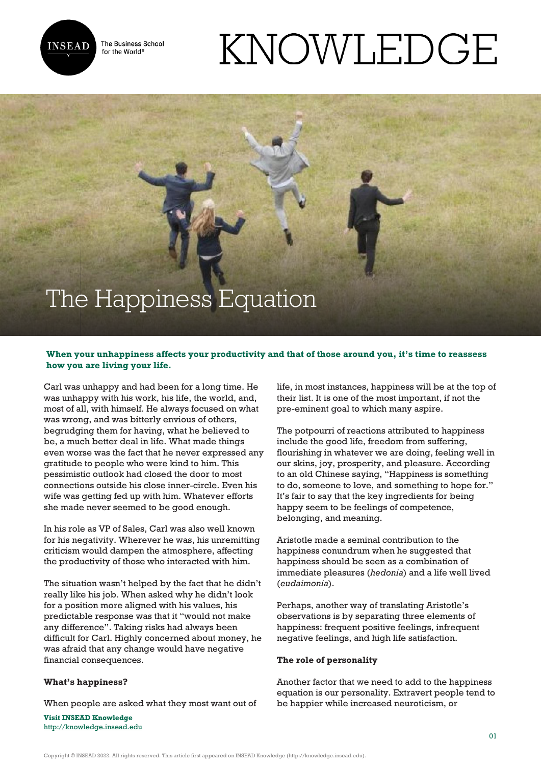# The Happiness Equation

**When your unhappiness affects your productivity and that of those around you, it's time to reassess how you are living your life.**

Carl was unhappy and had been for a long time. He was unhappy with his work, his life, the world, and, most of all, with himself. He always focused on what was wrong, and was bitterly envious of others, begrudging them for having, what he believed to be, a much better deal in life. What made things even worse was the fact that he never expressed any gratitude to people who were kind to him. This pessimistic outlook had closed the door to most connections outside his close inner-circle. Even his wife was getting fed up with him. Whatever efforts she made never seemed to be good enough.

In his role as VP of Sales, Carl was also well known for his negativity. Wherever he was, his unremitting criticism would dampen the atmosphere, affecting the productivity of those who interacted with him.

The situation wasn't helped by the fact that he didn't really like his job. When asked why he didn't look for a position more aligned with his values, his predictable response was that it "would not make any difference". Taking risks had always been difficult for Carl. Highly concerned about money, he was afraid that any change would have negative financial consequences.

**What's happiness?**

When people are asked what they most want out of life, in most instances, happiness will be at the top of their list. It is one of the most important, if not the pre-eminent goal to which many aspire.

The potpourri of reactions attributed to happiness include the good life, freedom from suffering, flourishing in whatever we are doing, feeling well in our skins, joy, prosperity, and pleasure. According to an old Chinese saying, "Happiness is something to do, someone to love, and something to hope for." It's fair to say that the key ingredients for being happy seem to be feelings of competence, belonging, and meaning.

Aristotle made a seminal contribution to the happiness conundrum when he suggested that happiness should be seen as a combination of immediate pleasures (*hedonia*) and a life well lived (*eudaimonia*).

Perhaps, another way of translating Aristotle's observations is by separating three elements of happiness: frequent positive feelings, infrequent negative feelings, and high life satisfaction.

**The role of personality**

Another factor that we need to add to the happiness equation is our personality. Extravert people tend to be happier while increased neuroticism, or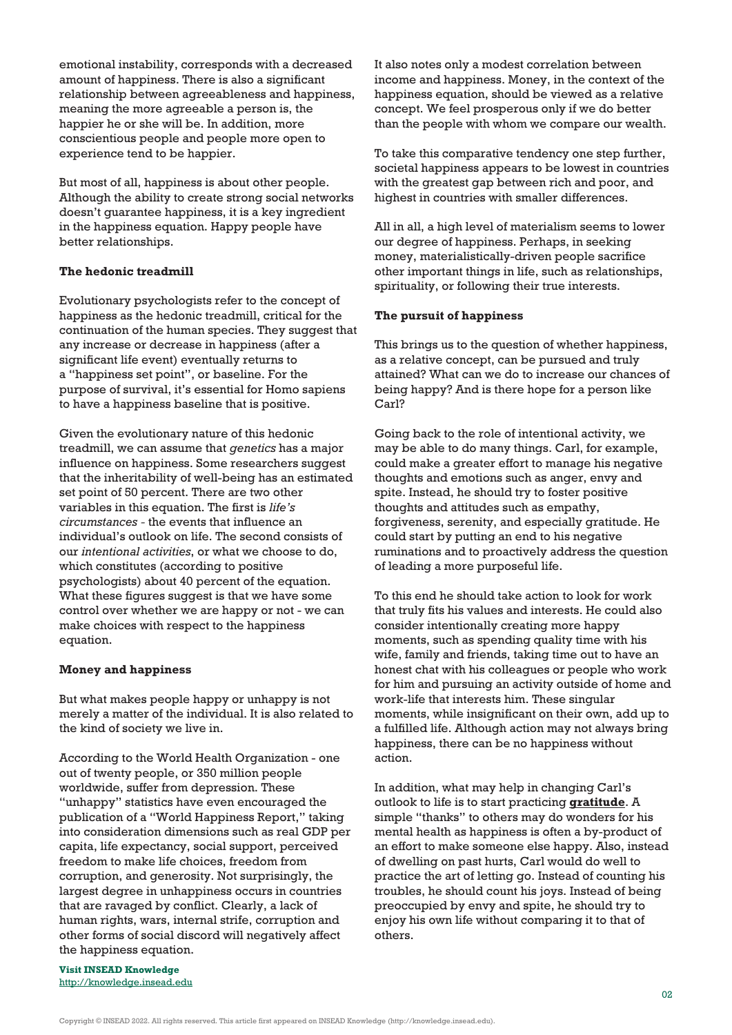emotional instability, corresponds with a decreased amount of happiness. There is also a significant relationship between agreeableness and happiness, meaning the more agreeable a person is, the happier he or she will be. In addition, more conscientious people and people more open to experience tend to be happier.

But most of all, happiness is about other people. Although the ability to create strong social networks doesn't guarantee happiness, it is a key ingredient in the happiness equation. Happy people have better relationships.

**The hedonic treadmill**

Evolutionary psychologists refer to the concept of happiness as the hedonic treadmill, critical for the continuation of the human species. They suggest that any increase or decrease in happiness (after a significant life event) eventually returns to a "happiness set point", or baseline. For the purpose of survival, it's essential for Homo sapiens to have a happiness baseline that is positive.

Given the evolutionary nature of this hedonic treadmill, we can assume that *genetics* has a major influence on happiness. Some researchers suggest that the inheritability of well-being has an estimated set point of 50 percent. There are two other variables in this equation. The first is *life's circumstances* - the events that influence an individual's outlook on life. The second consists of our *intentional activities*, or what we choose to do, which constitutes (according to positive psychologists) about 40 percent of the equation. What these figures suggest is that we have some control over whether we are happy or not - we can make choices with respect to the happiness equation.

**Money and happiness**

But what makes people happy or unhappy is not merely a matter of the individual. It is also related to the kind of society we live in.

According to the World Health Organization - one out of twenty people, or 350 million people worldwide, suffer from depression. These "unhappy" statistics have even encouraged the publication of a "World Happiness Report," taking into consideration dimensions such as real GDP per capita, life expectancy, social support, perceived freedom to make life choices, freedom from corruption, and generosity. Not surprisingly, the largest degree in unhappiness occurs in countries that are ravaged by conflict. Clearly, a lack of human rights, wars, internal strife, corruption and other forms of social discord will negatively affect the happiness equation.

It also notes only a modest correlation between income and happiness. Money, in the context of the happiness equation, should be viewed as a relative concept. We feel prosperous only if we do better than the people with whom we compare our wealth.

To take this comparative tendency one step further, societal happiness appears to be lowest in countries with the greatest gap between rich and poor, and highest in countries with smaller differences.

All in all, a high level of materialism seems to lower our degree of happiness. Perhaps, in seeking money, materialistically-driven people sacrifice other important things in life, such as relationships, spirituality, or following their true interests.

**The pursuit of happiness**

This brings us to the question of whether happiness, as a relative concept, can be pursued and truly attained? What can we do to increase our chances of being happy? And is there hope for a person like Carl?

Going back to the role of intentional activity, we may be able to do many things. Carl, for example, could make a greater effort to manage his negative thoughts and emotions such as anger, envy and spite. Instead, he should try to foster positive thoughts and attitudes such as empathy, forgiveness, serenity, and especially gratitude. He could start by putting an end to his negative ruminations and to proactively address the question of leading a more purposeful life.

To this end he should take action to look for work that truly fits his values and interests. He could also consider intentionally creating more happy moments, such as spending quality time with his wife, family and friends, taking time out to have an honest chat with his colleagues or people who work for him and pursuing an activity outside of home and work-life that interests him. These singular moments, while insignificant on their own, add up to a fulfilled life. Although action may not always bring happiness, there can be no happiness without action.

In addition, what may help in changing Carl's outlook to life is to start practicing **gratitude**. A simple "thanks" to others may do wonders for his mental health as happiness is often a by-product of an effort to make someone else happy. Also, instead of dwelling on past hurts, Carl would do well to practice the art of letting go. Instead of counting his troubles, he should count his joys. Instead of being preoccupied by envy and spite, he should try to enjoy his own life without comparing it to that of others.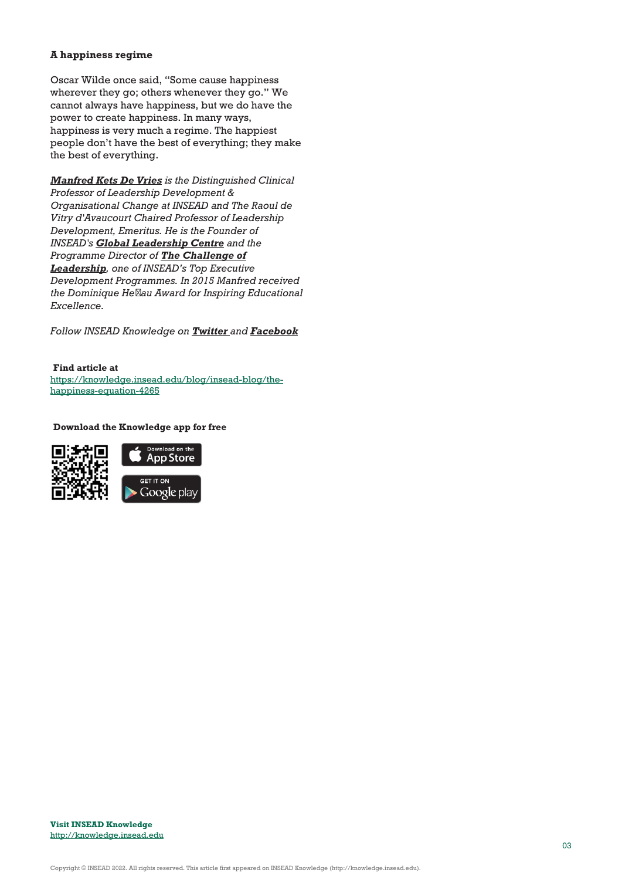**A happiness regime**

Oscar Wilde once said, "Some cause happiness wherever they go; others whenever they go." We cannot always have happiness, but we do have the power to create happiness. In many ways, happiness is very much a regime. The happiest people don't have the best of everything; they make the best of everything.

*__Manfred Kets De Vries__ is the Distinguished Clinical Professor of Leadership Development & Organisational Change at INSEAD and The Raoul de Vitry d'Avaucourt Chaired Professor of Leadership Development, Emeritus. He is the Founder of INSEAD's __Global Leadership Centre__ and the Programme Director of __The Challenge of Leadership__, one of INSEAD's Top Executive Development Programmes. In 2015 Manfred received the Dominique He�au Award for Inspiring Educational Excellence.*

*Follow INSEAD Knowledge on __Twitter__ and __Facebook__*

**Find article at**
https://knowledge.insead.edu/blog/insead-blog/the-happiness-equation-4265

**Download the Knowledge app for free**

Download on the App Store

GET IT ON Google play

**Visit INSEAD Knowledge**
http://knowledge.insead.edu

Copyright © INSEAD 2022. All rights reserved. This article first appeared on INSEAD Knowledge (http://knowledge.insead.edu).